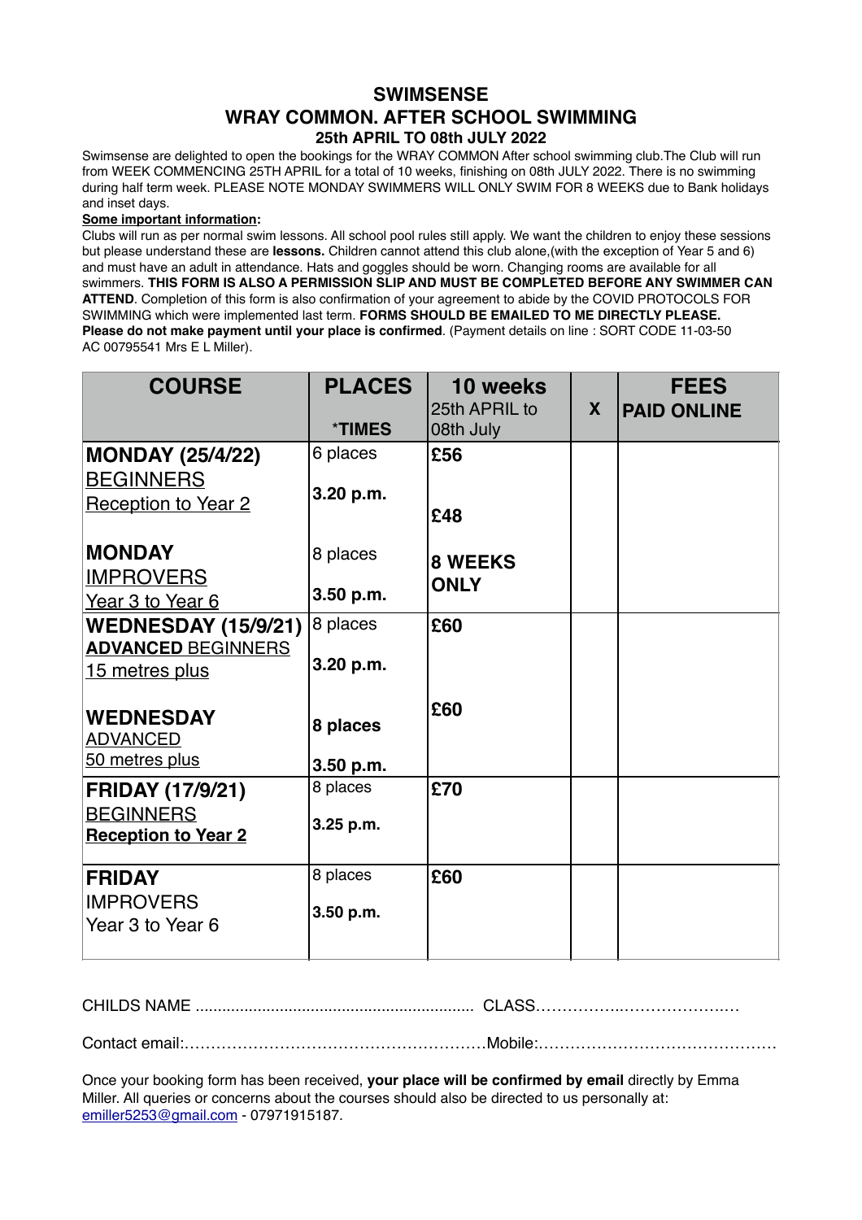# SWIMSENSE

## WRAY COMMON. AFTER SCHOOL SWIMMING

### 25th APRIL TO 08th JULY 2022

Swimsense are delighted to open the bookings for the WRAY COMMON After school swimming club.The Club will run from WEEK COMMENCING 25TH APRIL for a total of 10 weeks, finishing on 08th JULY 2022. There is no swimming during half term week. PLEASE NOTE MONDAY SWIMMERS WILL ONLY SWIM FOR 8 WEEKS due to Bank holidays and inset days.

**Some important information:**

Clubs will run as per normal swim lessons. All school pool rules still apply. We want the children to enjoy these sessions but please understand these are **lessons.** Children cannot attend this club alone,(with the exception of Year 5 and 6) and must have an adult in attendance. Hats and goggles should be worn. Changing rooms are available for all swimmers. **THIS FORM IS ALSO A PERMISSION SLIP AND MUST BE COMPLETED BEFORE ANY SWIMMER CAN ATTEND**. Completion of this form is also confirmation of your agreement to abide by the COVID PROTOCOLS FOR SWIMMING which were implemented last term. **FORMS SHOULD BE EMAILED TO ME DIRECTLY PLEASE. Please do not make payment until your place is confirmed**. (Payment details on line : SORT CODE 11-03-50 AC 00795541 Mrs E L Miller).

| COURSE | PLACES *TIMES | 10 weeks 25th APRIL to 08th July | X | FEES PAID ONLINE |
|---|---|---|---|---|
| **MONDAY (25/4/22)** BEGINNERS Reception to Year 2 | 6 places **3.20 p.m.** | **£56** | | |
| **MONDAY** IMPROVERS Year 3 to Year 6 | 8 places **3.50 p.m.** | **£48** **8 WEEKS ONLY** | | |
| **WEDNESDAY (15/9/21)** **ADVANCED** BEGINNERS 15 metres plus | 8 places **3.20 p.m.** | **£60** | | |
| **WEDNESDAY** ADVANCED 50 metres plus | **8 places** **3.50 p.m.** | **£60** | | |
| **FRIDAY (17/9/21)** BEGINNERS **Reception to Year 2** | 8 places **3.25 p.m.** | **£70** | | |
| **FRIDAY** IMPROVERS Year 3 to Year 6 | 8 places **3.50 p.m.** | **£60** | | |

CHILDS NAME ............................................................... CLASS……………..…………….…

Contact email:…………………………………………………Mobile:………………………………………

Once your booking form has been received, **your place will be confirmed by email** directly by Emma Miller. All queries or concerns about the courses should also be directed to us personally at: emiller5253@gmail.com - 07971915187.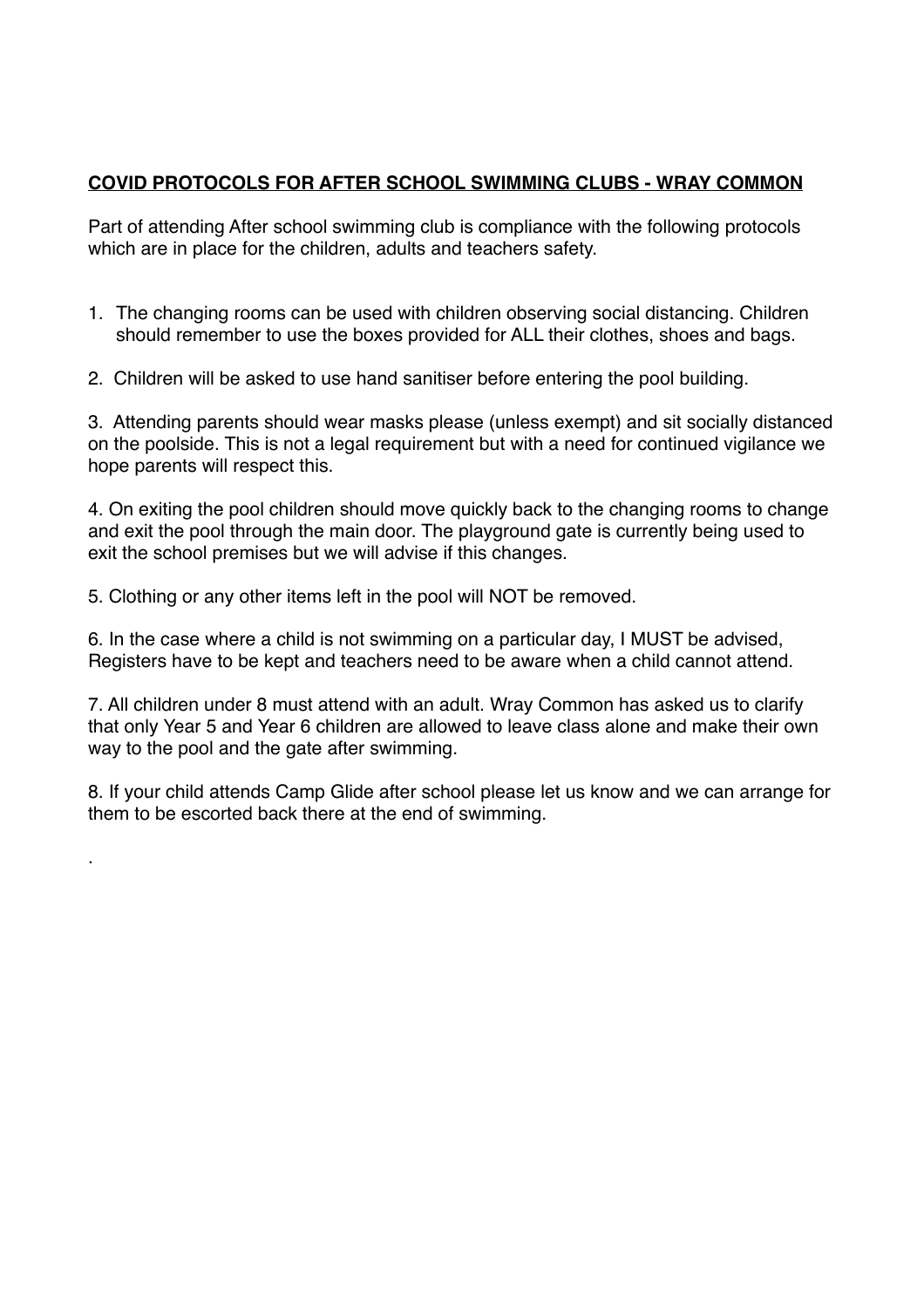**COVID PROTOCOLS FOR AFTER SCHOOL SWIMMING CLUBS - WRAY COMMON**

Part of attending After school swimming club is compliance with the following protocols which are in place for the children, adults and teachers safety.

1. The changing rooms can be used with children observing social distancing. Children should remember to use the boxes provided for ALL their clothes, shoes and bags.

2. Children will be asked to use hand sanitiser before entering the pool building.

3. Attending parents should wear masks please (unless exempt) and sit socially distanced on the poolside. This is not a legal requirement but with a need for continued vigilance we hope parents will respect this.

4. On exiting the pool children should move quickly back to the changing rooms to change and exit the pool through the main door. The playground gate is currently being used to exit the school premises but we will advise if this changes.

5. Clothing or any other items left in the pool will NOT be removed.

6. In the case where a child is not swimming on a particular day, I MUST be advised, Registers have to be kept and teachers need to be aware when a child cannot attend.

7. All children under 8 must attend with an adult. Wray Common has asked us to clarify that only Year 5 and Year 6 children are allowed to leave class alone and make their own way to the pool and the gate after swimming.

8. If your child attends Camp Glide after school please let us know and we can arrange for them to be escorted back there at the end of swimming.

.